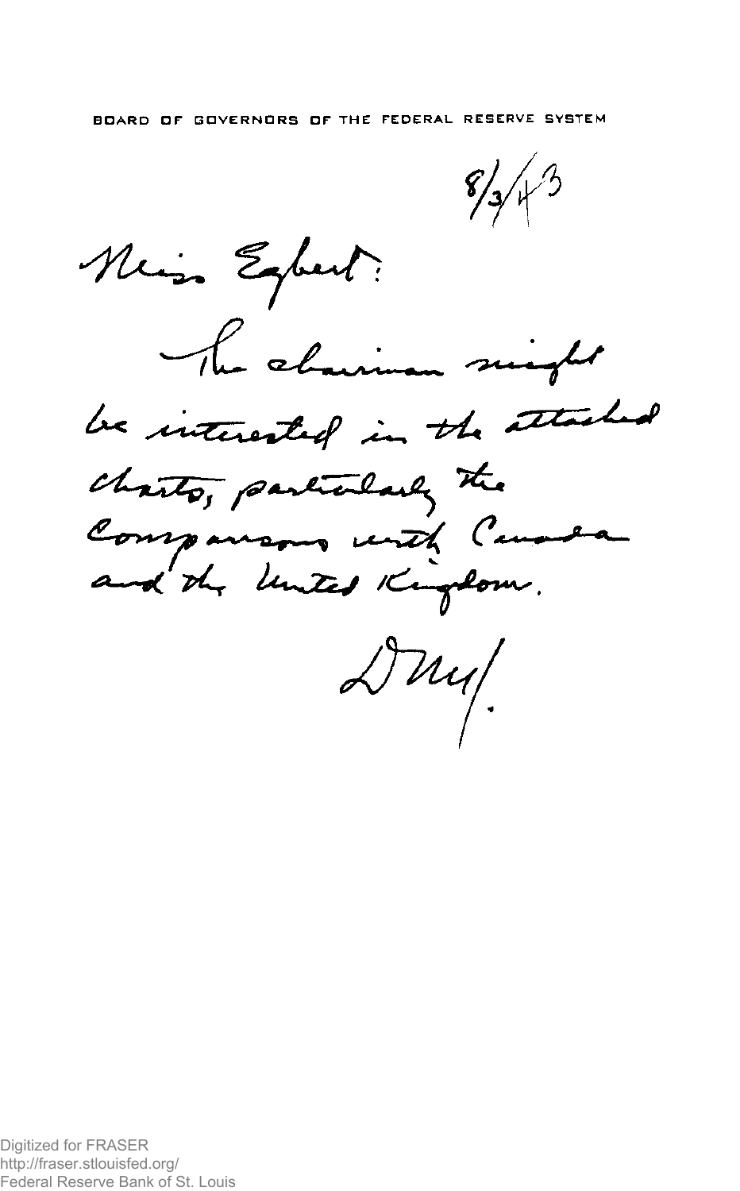BOARD OF GOVERNORS OF THE FEDERAL RESERVE SYSTEM

8/3/43

Miss Egbert:

The chairman might be interested in the attached charts, particularly the comparisons with Canada and the United Kingdom.

DMcI.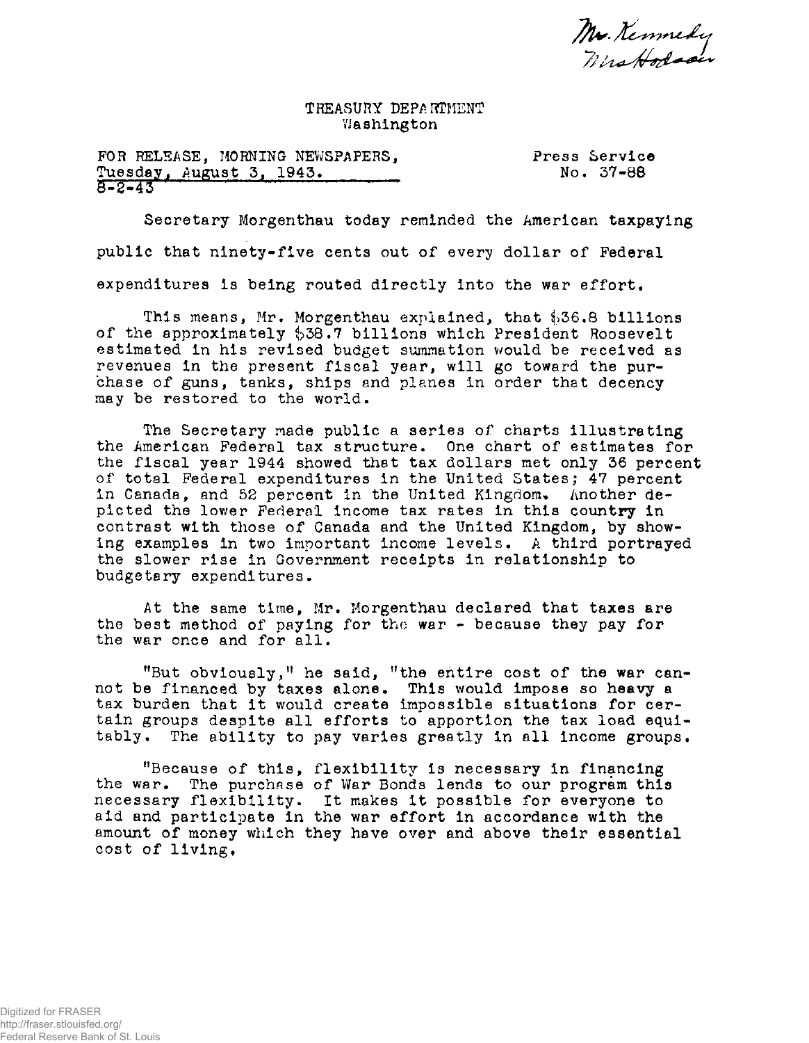Mr. Kennedy
Mrs Hodson

TREASURY DEPARTMENT
Washington

FOR RELEASE, MORNING NEWSPAPERS,
Tuesday, August 3, 1943.
8-2-43

Press Service
No. 37-88

Secretary Morgenthau today reminded the American taxpaying public that ninety-five cents out of every dollar of Federal expenditures is being routed directly into the war effort.

This means, Mr. Morgenthau explained, that $36.8 billions of the approximately $38.7 billions which President Roosevelt estimated in his revised budget summation would be received as revenues in the present fiscal year, will go toward the purchase of guns, tanks, ships and planes in order that decency may be restored to the world.

The Secretary made public a series of charts illustrating the American Federal tax structure. One chart of estimates for the fiscal year 1944 showed that tax dollars met only 36 percent of total Federal expenditures in the United States; 47 percent in Canada, and 52 percent in the United Kingdom. Another depicted the lower Federal income tax rates in this country in contrast with those of Canada and the United Kingdom, by showing examples in two important income levels. A third portrayed the slower rise in Government receipts in relationship to budgetary expenditures.

At the same time, Mr. Morgenthau declared that taxes are the best method of paying for the war - because they pay for the war once and for all.

"But obviously," he said, "the entire cost of the war cannot be financed by taxes alone. This would impose so heavy a tax burden that it would create impossible situations for certain groups despite all efforts to apportion the tax load equitably. The ability to pay varies greatly in all income groups.

"Because of this, flexibility is necessary in financing the war. The purchase of War Bonds lends to our program this necessary flexibility. It makes it possible for everyone to aid and participate in the war effort in accordance with the amount of money which they have over and above their essential cost of living.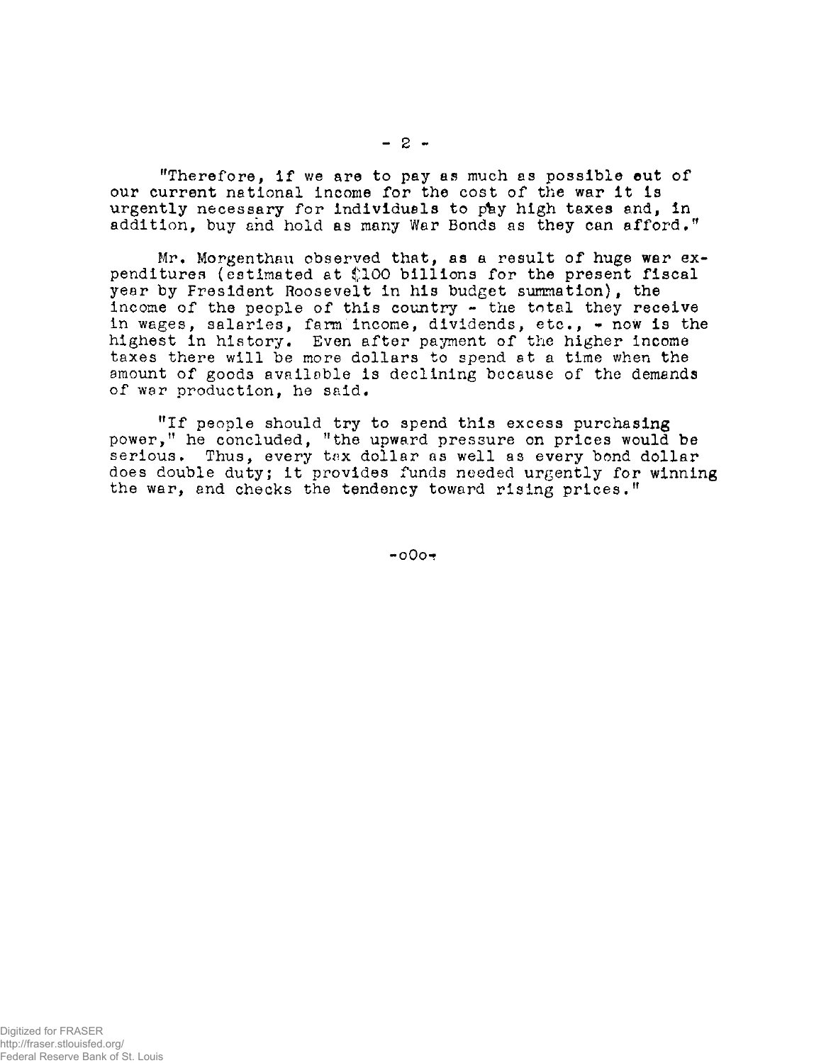"Therefore, if we are to pay as much as possible out of our current national income for the cost of the war it is urgently necessary for individuals to pay high taxes and, in addition, buy and hold as many War Bonds as they can afford."

Mr. Morgenthau observed that, as a result of huge war expenditures (estimated at $100 billions for the present fiscal year by President Roosevelt in his budget summation), the income of the people of this country - the total they receive in wages, salaries, farm income, dividends, etc., - now is the highest in history. Even after payment of the higher income taxes there will be more dollars to spend at a time when the amount of goods available is declining because of the demands of war production, he said.

"If people should try to spend this excess purchasing power," he concluded, "the upward pressure on prices would be serious. Thus, every tax dollar as well as every bond dollar does double duty; it provides funds needed urgently for winning the war, and checks the tendency toward rising prices."

-oOo-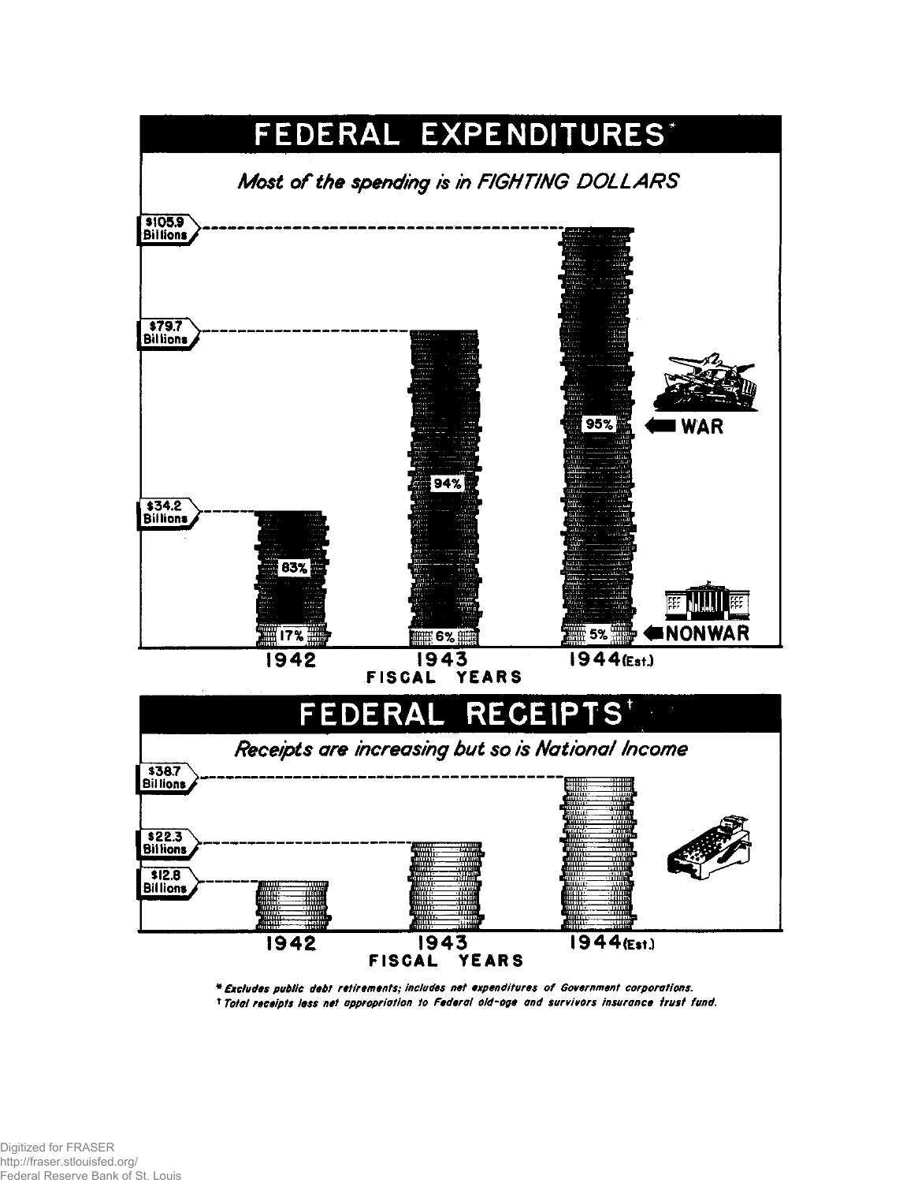# FEDERAL EXPENDITURES*

*Most of the spending is in FIGHTING DOLLARS*

| Fiscal Years | Total | War | Nonwar |
|---|---|---|---|
| 1942 | $34.2 Billions | 83% | 17% |
| 1943 | $79.7 Billions | 94% | 6% |
| 1944 (Est.) | $105.9 Billions | 95% | 5% |

# FEDERAL RECEIPTS†

*Receipts are increasing but so is National Income*

| Fiscal Years | Receipts |
|---|---|
| 1942 | $12.8 Billions |
| 1943 | $22.3 Billions |
| 1944 (Est.) | $38.7 Billions |

*\* Excludes public debt retirements; includes net expenditures of Government corporations.*

*† Total receipts less net appropriation to Federal old-age and survivors insurance trust fund.*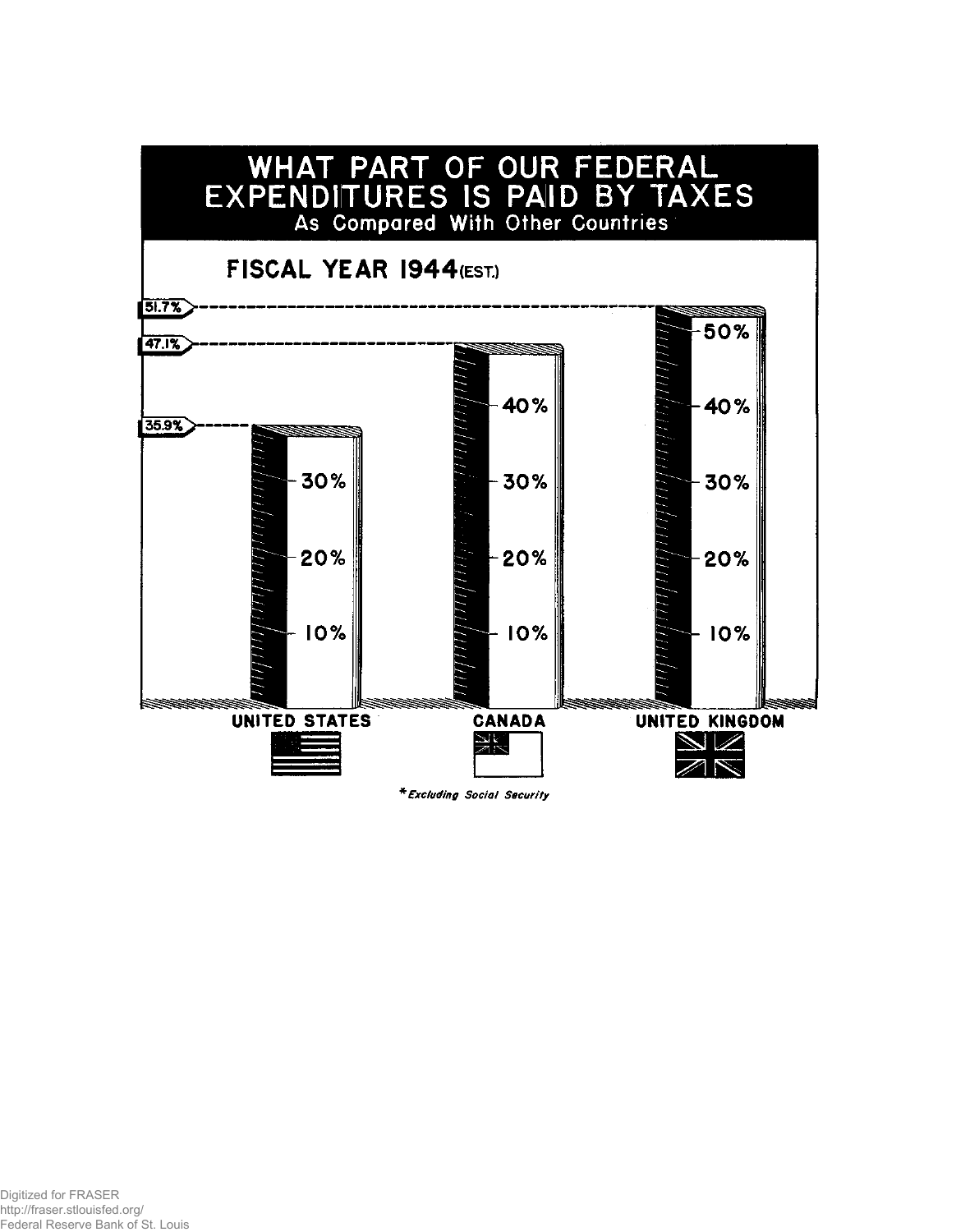# WHAT PART OF OUR FEDERAL EXPENDITURES IS PAID BY TAXES

As Compared With Other Countries

## FISCAL YEAR 1944 (EST.)

| Country | Percent |
|---|---|
| UNITED STATES | 35.9% |
| CANADA | 47.1% |
| UNITED KINGDOM | 51.7% |

*Excluding Social Security*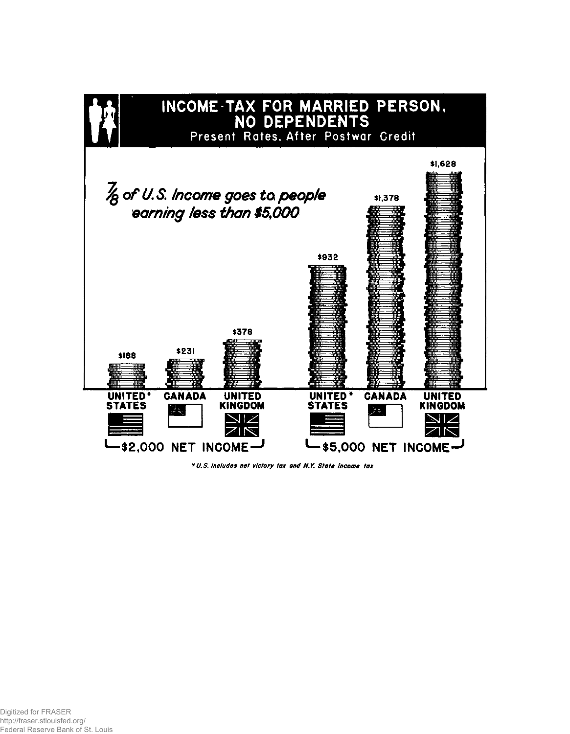## INCOME-TAX FOR MARRIED PERSON, NO DEPENDENTS

Present Rates, After Postwar Credit

*7/8 of U.S. income goes to people earning less than $5,000*

$188

$231

$378

$932

$1,378

$1,628

UNITED* STATES

CANADA

UNITED KINGDOM

UNITED* STATES

CANADA

UNITED KINGDOM

$2,000 NET INCOME

$5,000 NET INCOME

*\*U.S. includes net victory tax and N.Y. State income tax*